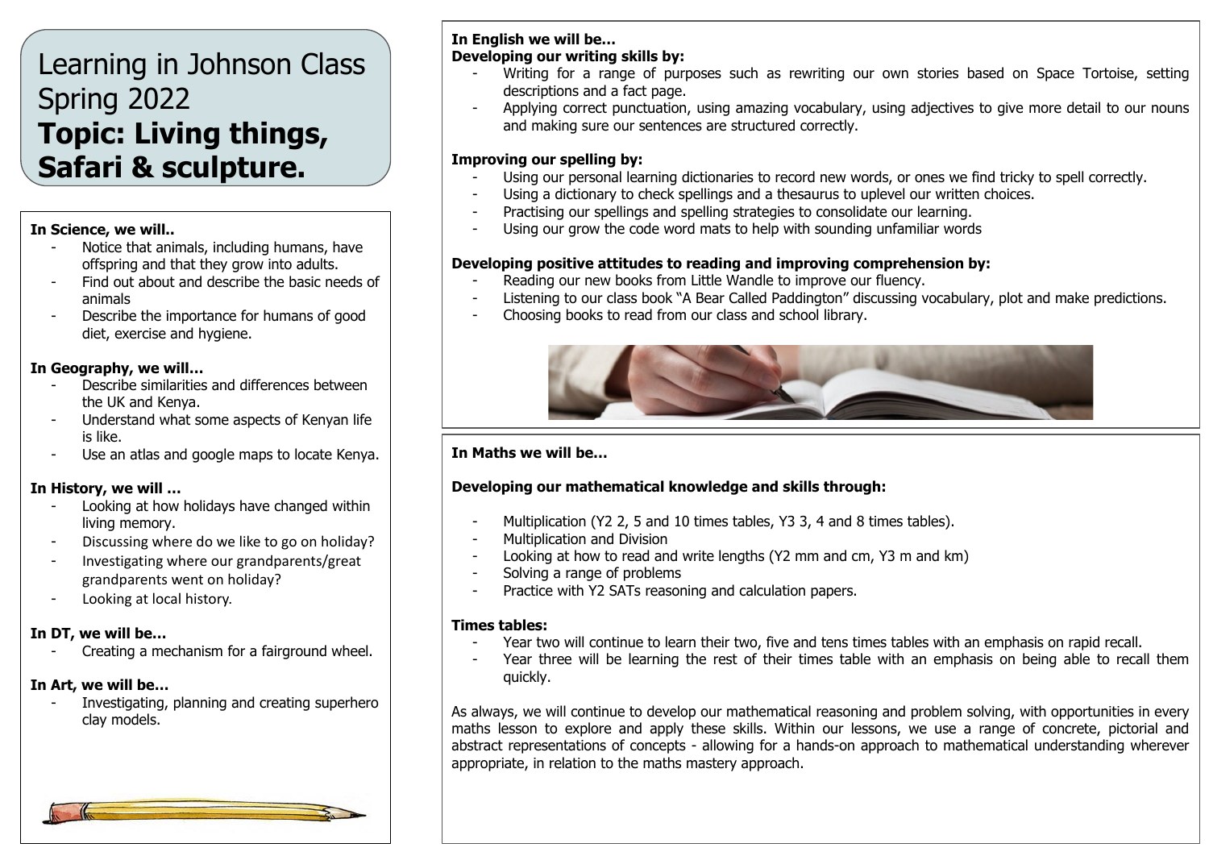# Learning in Johnson Class Spring 2022 **Topic: Living things, Safari & sculpture.**

**In Science, we will..**

- Notice that animals, including humans, have offspring and that they grow into adults.
- Find out about and describe the basic needs of animals
- Describe the importance for humans of good diet, exercise and hygiene.

**In Geography, we will…**

- Describe similarities and differences between the UK and Kenya.
- Understand what some aspects of Kenyan life is like.
- Use an atlas and google maps to locate Kenya.

**In History, we will …**

- Looking at how holidays have changed within living memory.
- Discussing where do we like to go on holiday?
- Investigating where our grandparents/great grandparents went on holiday?
- Looking at local history.

**In DT, we will be…**

- Creating a mechanism for a fairground wheel.

**In Art, we will be…**

- Investigating, planning and creating superhero clay models.

**In English we will be…**
**Developing our writing skills by:**

- Writing for a range of purposes such as rewriting our own stories based on Space Tortoise, setting descriptions and a fact page.
- Applying correct punctuation, using amazing vocabulary, using adjectives to give more detail to our nouns and making sure our sentences are structured correctly.

**Improving our spelling by:**

- Using our personal learning dictionaries to record new words, or ones we find tricky to spell correctly.
- Using a dictionary to check spellings and a thesaurus to uplevel our written choices.
- Practising our spellings and spelling strategies to consolidate our learning.
- Using our grow the code word mats to help with sounding unfamiliar words

**Developing positive attitudes to reading and improving comprehension by:**

- Reading our new books from Little Wandle to improve our fluency.
- Listening to our class book "A Bear Called Paddington" discussing vocabulary, plot and make predictions.
- Choosing books to read from our class and school library.

**In Maths we will be…**

**Developing our mathematical knowledge and skills through:**

- Multiplication (Y2 2, 5 and 10 times tables, Y3 3, 4 and 8 times tables).
- Multiplication and Division
- Looking at how to read and write lengths (Y2 mm and cm, Y3 m and km)
- Solving a range of problems
- Practice with Y2 SATs reasoning and calculation papers.

**Times tables:**

- Year two will continue to learn their two, five and tens times tables with an emphasis on rapid recall.
- Year three will be learning the rest of their times table with an emphasis on being able to recall them quickly.

As always, we will continue to develop our mathematical reasoning and problem solving, with opportunities in every maths lesson to explore and apply these skills. Within our lessons, we use a range of concrete, pictorial and abstract representations of concepts - allowing for a hands-on approach to mathematical understanding wherever appropriate, in relation to the maths mastery approach.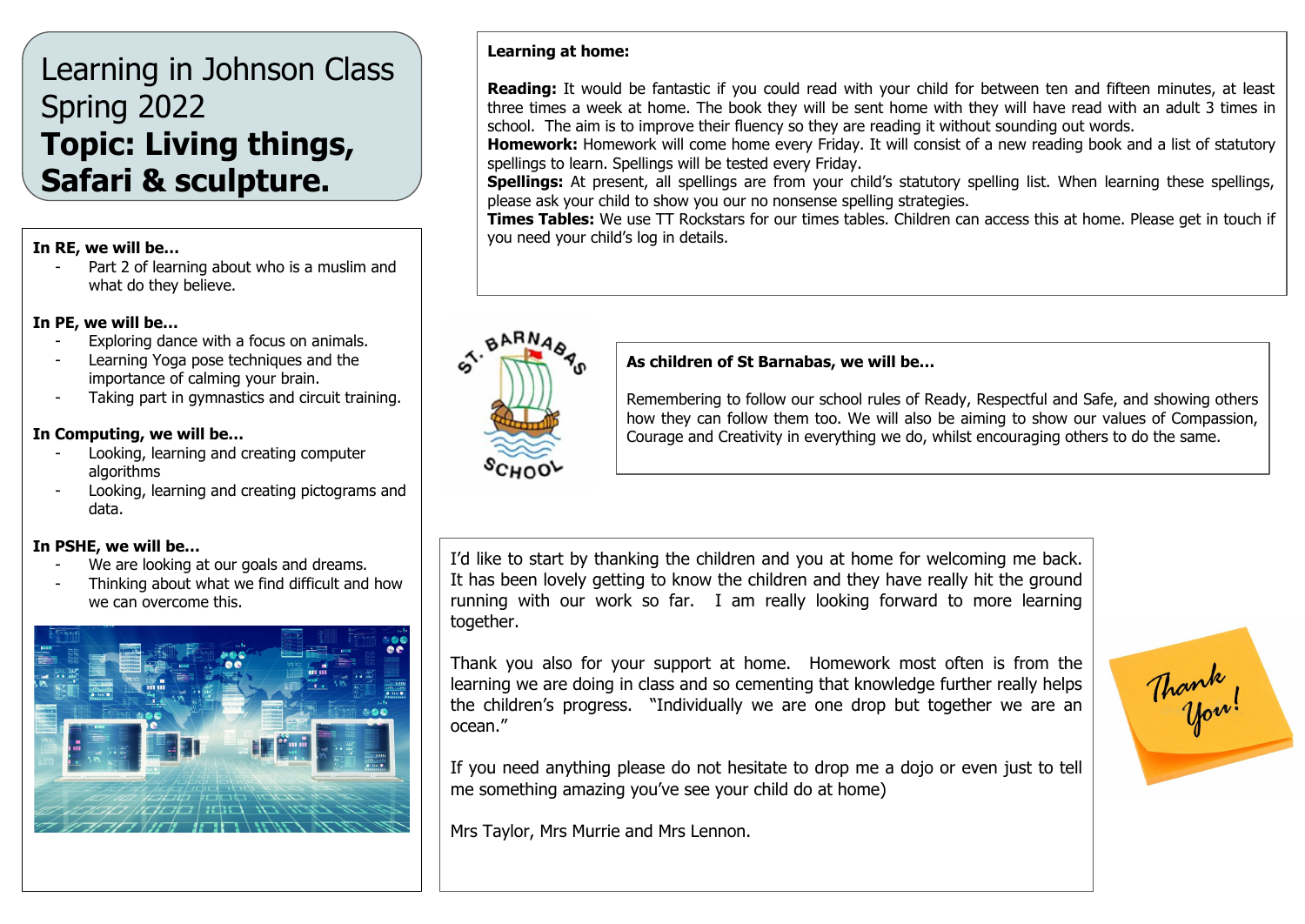# Learning in Johnson Class Spring 2022

## Topic: Living things, Safari & sculpture.

**In RE, we will be…**

- Part 2 of learning about who is a muslim and what do they believe.

**In PE, we will be…**

- Exploring dance with a focus on animals.
- Learning Yoga pose techniques and the importance of calming your brain.
- Taking part in gymnastics and circuit training.

**In Computing, we will be…**

- Looking, learning and creating computer algorithms
- Looking, learning and creating pictograms and data.

**In PSHE, we will be…**

- We are looking at our goals and dreams.
- Thinking about what we find difficult and how we can overcome this.

**Learning at home:**

**Reading:** It would be fantastic if you could read with your child for between ten and fifteen minutes, at least three times a week at home. The book they will be sent home with they will have read with an adult 3 times in school. The aim is to improve their fluency so they are reading it without sounding out words.
**Homework:** Homework will come home every Friday. It will consist of a new reading book and a list of statutory spellings to learn. Spellings will be tested every Friday.
**Spellings:** At present, all spellings are from your child's statutory spelling list. When learning these spellings, please ask your child to show you our no nonsense spelling strategies.
**Times Tables:** We use TT Rockstars for our times tables. Children can access this at home. Please get in touch if you need your child's log in details.

ST. BARNABAS SCHOOL

**As children of St Barnabas, we will be…**

Remembering to follow our school rules of Ready, Respectful and Safe, and showing others how they can follow them too. We will also be aiming to show our values of Compassion, Courage and Creativity in everything we do, whilst encouraging others to do the same.

I'd like to start by thanking the children and you at home for welcoming me back. It has been lovely getting to know the children and they have really hit the ground running with our work so far. I am really looking forward to more learning together.

Thank you also for your support at home. Homework most often is from the learning we are doing in class and so cementing that knowledge further really helps the children's progress. "Individually we are one drop but together we are an ocean."

If you need anything please do not hesitate to drop me a dojo or even just to tell me something amazing you've see your child do at home)

Mrs Taylor, Mrs Murrie and Mrs Lennon.

Thank You!